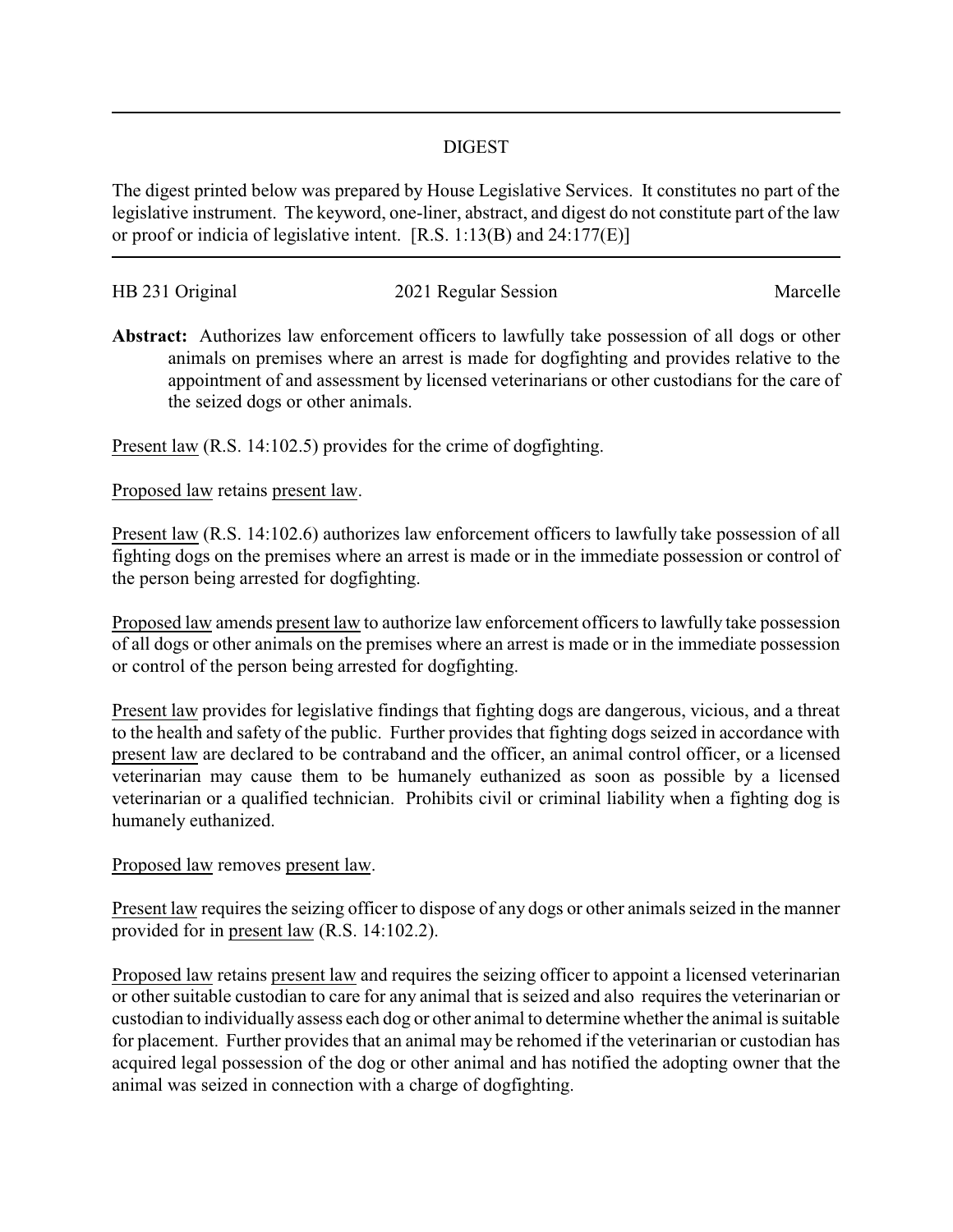## DIGEST

The digest printed below was prepared by House Legislative Services. It constitutes no part of the legislative instrument. The keyword, one-liner, abstract, and digest do not constitute part of the law or proof or indicia of legislative intent. [R.S. 1:13(B) and 24:177(E)]

HB 231 Original 2021 Regular Session Marcelle

**Abstract:** Authorizes law enforcement officers to lawfully take possession of all dogs or other animals on premises where an arrest is made for dogfighting and provides relative to the appointment of and assessment by licensed veterinarians or other custodians for the care of the seized dogs or other animals.

Present law (R.S. 14:102.5) provides for the crime of dogfighting.

Proposed law retains present law.

Present law (R.S. 14:102.6) authorizes law enforcement officers to lawfully take possession of all fighting dogs on the premises where an arrest is made or in the immediate possession or control of the person being arrested for dogfighting.

Proposed law amends present law to authorize law enforcement officers to lawfully take possession of all dogs or other animals on the premises where an arrest is made or in the immediate possession or control of the person being arrested for dogfighting.

Present law provides for legislative findings that fighting dogs are dangerous, vicious, and a threat to the health and safety of the public. Further provides that fighting dogs seized in accordance with present law are declared to be contraband and the officer, an animal control officer, or a licensed veterinarian may cause them to be humanely euthanized as soon as possible by a licensed veterinarian or a qualified technician. Prohibits civil or criminal liability when a fighting dog is humanely euthanized.

Proposed law removes present law.

Present law requires the seizing officer to dispose of any dogs or other animals seized in the manner provided for in present law (R.S. 14:102.2).

Proposed law retains present law and requires the seizing officer to appoint a licensed veterinarian or other suitable custodian to care for any animal that is seized and also requires the veterinarian or custodian to individually assess each dog or other animal to determine whether the animal is suitable for placement. Further provides that an animal may be rehomed if the veterinarian or custodian has acquired legal possession of the dog or other animal and has notified the adopting owner that the animal was seized in connection with a charge of dogfighting.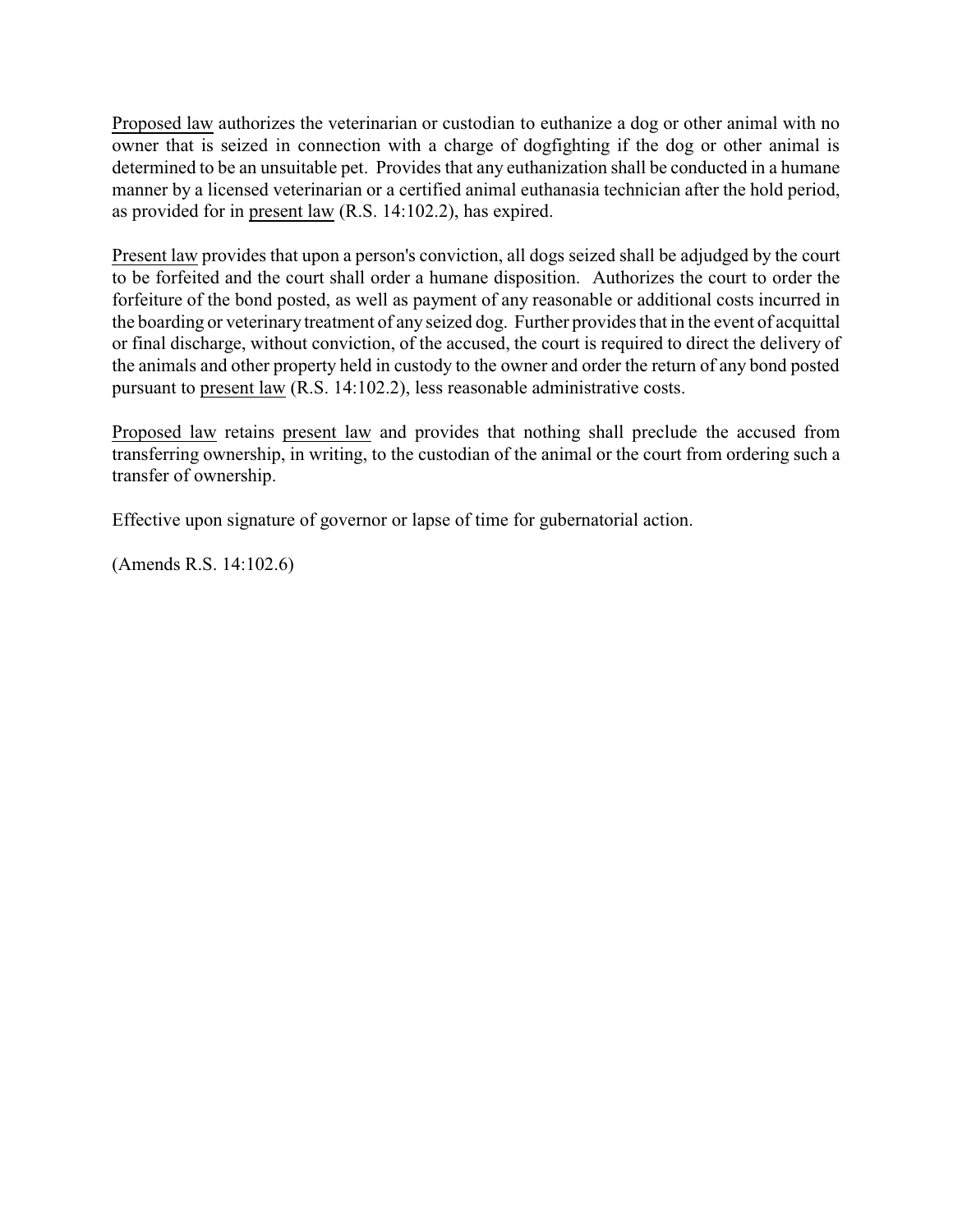Proposed law authorizes the veterinarian or custodian to euthanize a dog or other animal with no owner that is seized in connection with a charge of dogfighting if the dog or other animal is determined to be an unsuitable pet. Provides that any euthanization shall be conducted in a humane manner by a licensed veterinarian or a certified animal euthanasia technician after the hold period, as provided for in present law (R.S. 14:102.2), has expired.

Present law provides that upon a person's conviction, all dogs seized shall be adjudged by the court to be forfeited and the court shall order a humane disposition. Authorizes the court to order the forfeiture of the bond posted, as well as payment of any reasonable or additional costs incurred in the boarding or veterinary treatment of any seized dog. Further provides that in the event of acquittal or final discharge, without conviction, of the accused, the court is required to direct the delivery of the animals and other property held in custody to the owner and order the return of any bond posted pursuant to present law (R.S. 14:102.2), less reasonable administrative costs.

Proposed law retains present law and provides that nothing shall preclude the accused from transferring ownership, in writing, to the custodian of the animal or the court from ordering such a transfer of ownership.

Effective upon signature of governor or lapse of time for gubernatorial action.

(Amends R.S. 14:102.6)